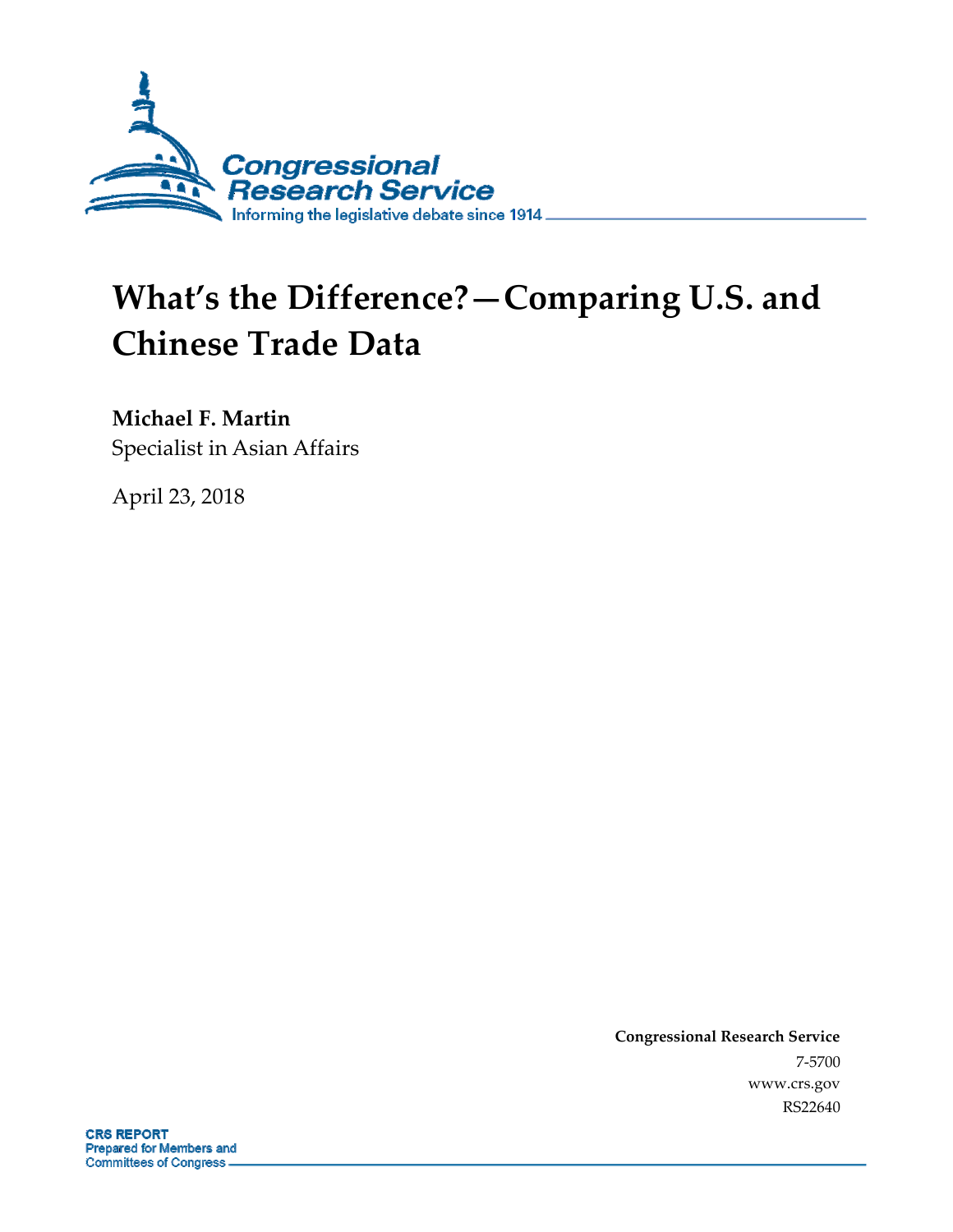# What's the Difference?—Comparing U.S. and Chinese Trade Data

**Michael F. Martin**
Specialist in Asian Affairs

April 23, 2018

**Congressional Research Service**
7-5700
www.crs.gov
RS22640

**CRS REPORT**
**Prepared for Members and Committees of Congress**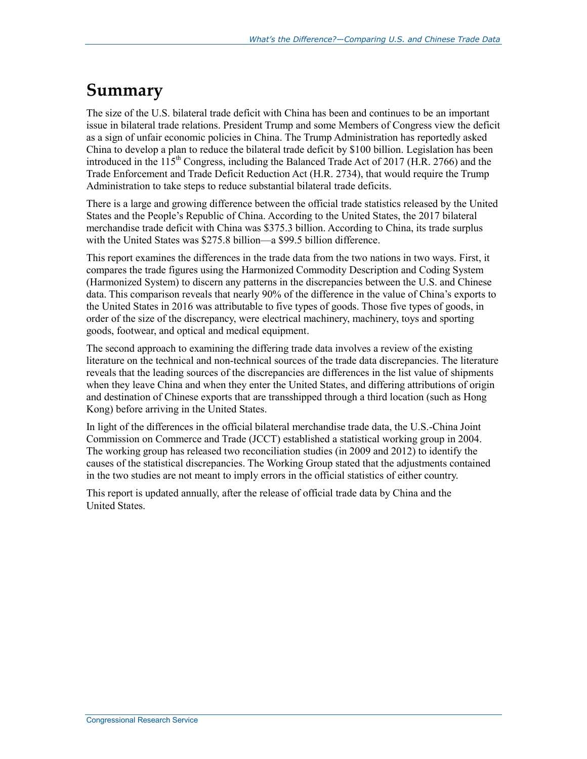# Summary

The size of the U.S. bilateral trade deficit with China has been and continues to be an important issue in bilateral trade relations. President Trump and some Members of Congress view the deficit as a sign of unfair economic policies in China. The Trump Administration has reportedly asked China to develop a plan to reduce the bilateral trade deficit by $100 billion. Legislation has been introduced in the 115th Congress, including the Balanced Trade Act of 2017 (H.R. 2766) and the Trade Enforcement and Trade Deficit Reduction Act (H.R. 2734), that would require the Trump Administration to take steps to reduce substantial bilateral trade deficits.

There is a large and growing difference between the official trade statistics released by the United States and the People's Republic of China. According to the United States, the 2017 bilateral merchandise trade deficit with China was $375.3 billion. According to China, its trade surplus with the United States was $275.8 billion—a $99.5 billion difference.

This report examines the differences in the trade data from the two nations in two ways. First, it compares the trade figures using the Harmonized Commodity Description and Coding System (Harmonized System) to discern any patterns in the discrepancies between the U.S. and Chinese data. This comparison reveals that nearly 90% of the difference in the value of China's exports to the United States in 2016 was attributable to five types of goods. Those five types of goods, in order of the size of the discrepancy, were electrical machinery, machinery, toys and sporting goods, footwear, and optical and medical equipment.

The second approach to examining the differing trade data involves a review of the existing literature on the technical and non-technical sources of the trade data discrepancies. The literature reveals that the leading sources of the discrepancies are differences in the list value of shipments when they leave China and when they enter the United States, and differing attributions of origin and destination of Chinese exports that are transshipped through a third location (such as Hong Kong) before arriving in the United States.

In light of the differences in the official bilateral merchandise trade data, the U.S.-China Joint Commission on Commerce and Trade (JCCT) established a statistical working group in 2004. The working group has released two reconciliation studies (in 2009 and 2012) to identify the causes of the statistical discrepancies. The Working Group stated that the adjustments contained in the two studies are not meant to imply errors in the official statistics of either country.

This report is updated annually, after the release of official trade data by China and the United States.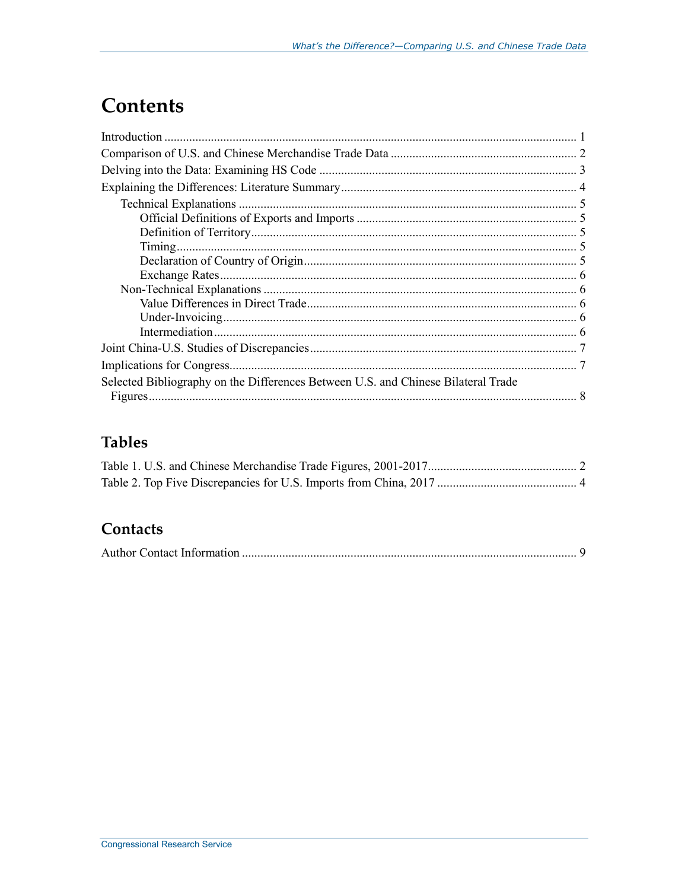# Contents

Introduction ..... 1
Comparison of U.S. and Chinese Merchandise Trade Data ..... 2
Delving into the Data: Examining HS Code ..... 3
Explaining the Differences: Literature Summary ..... 4
- Technical Explanations ..... 5
  - Official Definitions of Exports and Imports ..... 5
  - Definition of Territory ..... 5
  - Timing ..... 5
  - Declaration of Country of Origin ..... 5
  - Exchange Rates ..... 6
- Non-Technical Explanations ..... 6
  - Value Differences in Direct Trade ..... 6
  - Under-Invoicing ..... 6
  - Intermediation ..... 6

Joint China-U.S. Studies of Discrepancies ..... 7
Implications for Congress ..... 7
Selected Bibliography on the Differences Between U.S. and Chinese Bilateral Trade Figures ..... 8

## Tables

Table 1. U.S. and Chinese Merchandise Trade Figures, 2001-2017 ..... 2
Table 2. Top Five Discrepancies for U.S. Imports from China, 2017 ..... 4

## Contacts

Author Contact Information ..... 9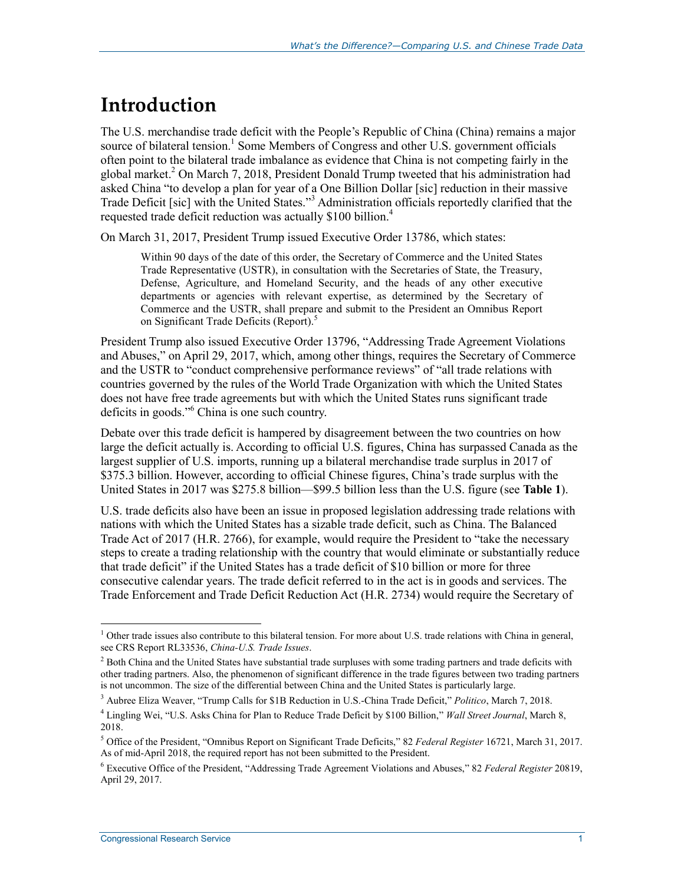# Introduction

The U.S. merchandise trade deficit with the People's Republic of China (China) remains a major source of bilateral tension.[1] Some Members of Congress and other U.S. government officials often point to the bilateral trade imbalance as evidence that China is not competing fairly in the global market.[2] On March 7, 2018, President Donald Trump tweeted that his administration had asked China "to develop a plan for year of a One Billion Dollar [sic] reduction in their massive Trade Deficit [sic] with the United States."[3] Administration officials reportedly clarified that the requested trade deficit reduction was actually $100 billion.[4]

On March 31, 2017, President Trump issued Executive Order 13786, which states:

> Within 90 days of the date of this order, the Secretary of Commerce and the United States Trade Representative (USTR), in consultation with the Secretaries of State, the Treasury, Defense, Agriculture, and Homeland Security, and the heads of any other executive departments or agencies with relevant expertise, as determined by the Secretary of Commerce and the USTR, shall prepare and submit to the President an Omnibus Report on Significant Trade Deficits (Report).[5]

President Trump also issued Executive Order 13796, "Addressing Trade Agreement Violations and Abuses," on April 29, 2017, which, among other things, requires the Secretary of Commerce and the USTR to "conduct comprehensive performance reviews" of "all trade relations with countries governed by the rules of the World Trade Organization with which the United States does not have free trade agreements but with which the United States runs significant trade deficits in goods."[6] China is one such country.

Debate over this trade deficit is hampered by disagreement between the two countries on how large the deficit actually is. According to official U.S. figures, China has surpassed Canada as the largest supplier of U.S. imports, running up a bilateral merchandise trade surplus in 2017 of $375.3 billion. However, according to official Chinese figures, China's trade surplus with the United States in 2017 was $275.8 billion—$99.5 billion less than the U.S. figure (see **Table 1**).

U.S. trade deficits also have been an issue in proposed legislation addressing trade relations with nations with which the United States has a sizable trade deficit, such as China. The Balanced Trade Act of 2017 (H.R. 2766), for example, would require the President to "take the necessary steps to create a trading relationship with the country that would eliminate or substantially reduce that trade deficit" if the United States has a trade deficit of $10 billion or more for three consecutive calendar years. The trade deficit referred to in the act is in goods and services. The Trade Enforcement and Trade Deficit Reduction Act (H.R. 2734) would require the Secretary of

---

[1] Other trade issues also contribute to this bilateral tension. For more about U.S. trade relations with China in general, see CRS Report RL33536, *China-U.S. Trade Issues*.

[2] Both China and the United States have substantial trade surpluses with some trading partners and trade deficits with other trading partners. Also, the phenomenon of significant difference in the trade figures between two trading partners is not uncommon. The size of the differential between China and the United States is particularly large.

[3] Aubree Eliza Weaver, "Trump Calls for $1B Reduction in U.S.-China Trade Deficit," *Politico*, March 7, 2018.

[4] Lingling Wei, "U.S. Asks China for Plan to Reduce Trade Deficit by $100 Billion," *Wall Street Journal*, March 8, 2018.

[5] Office of the President, "Omnibus Report on Significant Trade Deficits," 82 *Federal Register* 16721, March 31, 2017. As of mid-April 2018, the required report has not been submitted to the President.

[6] Executive Office of the President, "Addressing Trade Agreement Violations and Abuses," 82 *Federal Register* 20819, April 29, 2017.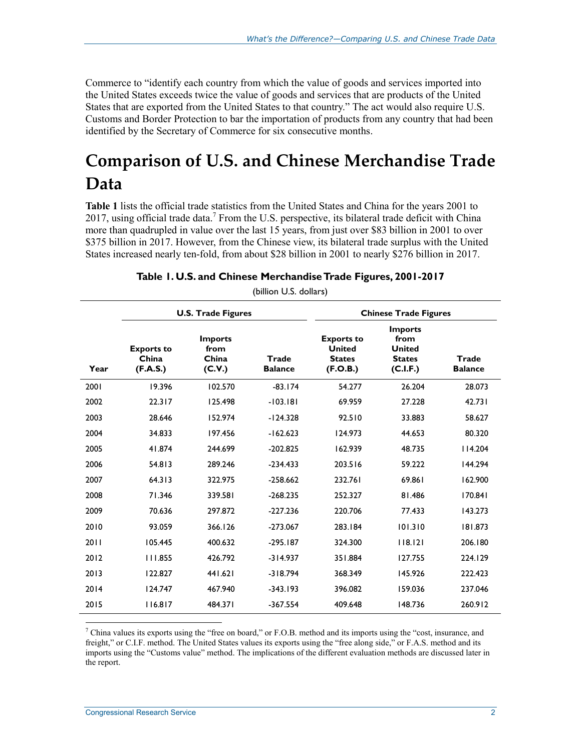Commerce to "identify each country from which the value of goods and services imported into the United States exceeds twice the value of goods and services that are products of the United States that are exported from the United States to that country." The act would also require U.S. Customs and Border Protection to bar the importation of products from any country that had been identified by the Secretary of Commerce for six consecutive months.

# Comparison of U.S. and Chinese Merchandise Trade Data

**Table 1** lists the official trade statistics from the United States and China for the years 2001 to 2017, using official trade data.[7] From the U.S. perspective, its bilateral trade deficit with China more than quadrupled in value over the last 15 years, from just over $83 billion in 2001 to over $375 billion in 2017. However, from the Chinese view, its bilateral trade surplus with the United States increased nearly ten-fold, from about $28 billion in 2001 to nearly $276 billion in 2017.

**Table 1. U.S. and Chinese Merchandise Trade Figures, 2001-2017**

(billion U.S. dollars)

| | U.S. Trade Figures | | | Chinese Trade Figures | | |
|---|---|---|---|---|---|---|
| Year | Exports to China (F.A.S.) | Imports from China (C.V.) | Trade Balance | Exports to United States (F.O.B.) | Imports from United States (C.I.F.) | Trade Balance |
| 2001 | 19.396 | 102.570 | -83.174 | 54.277 | 26.204 | 28.073 |
| 2002 | 22.317 | 125.498 | -103.181 | 69.959 | 27.228 | 42.731 |
| 2003 | 28.646 | 152.974 | -124.328 | 92.510 | 33.883 | 58.627 |
| 2004 | 34.833 | 197.456 | -162.623 | 124.973 | 44.653 | 80.320 |
| 2005 | 41.874 | 244.699 | -202.825 | 162.939 | 48.735 | 114.204 |
| 2006 | 54.813 | 289.246 | -234.433 | 203.516 | 59.222 | 144.294 |
| 2007 | 64.313 | 322.975 | -258.662 | 232.761 | 69.861 | 162.900 |
| 2008 | 71.346 | 339.581 | -268.235 | 252.327 | 81.486 | 170.841 |
| 2009 | 70.636 | 297.872 | -227.236 | 220.706 | 77.433 | 143.273 |
| 2010 | 93.059 | 366.126 | -273.067 | 283.184 | 101.310 | 181.873 |
| 2011 | 105.445 | 400.632 | -295.187 | 324.300 | 118.121 | 206.180 |
| 2012 | 111.855 | 426.792 | -314.937 | 351.884 | 127.755 | 224.129 |
| 2013 | 122.827 | 441.621 | -318.794 | 368.349 | 145.926 | 222.423 |
| 2014 | 124.747 | 467.940 | -343.193 | 396.082 | 159.036 | 237.046 |
| 2015 | 116.817 | 484.371 | -367.554 | 409.648 | 148.736 | 260.912 |

[7] China values its exports using the "free on board," or F.O.B. method and its imports using the "cost, insurance, and freight," or C.I.F. method. The United States values its exports using the "free along side," or F.A.S. method and its imports using the "Customs value" method. The implications of the different evaluation methods are discussed later in the report.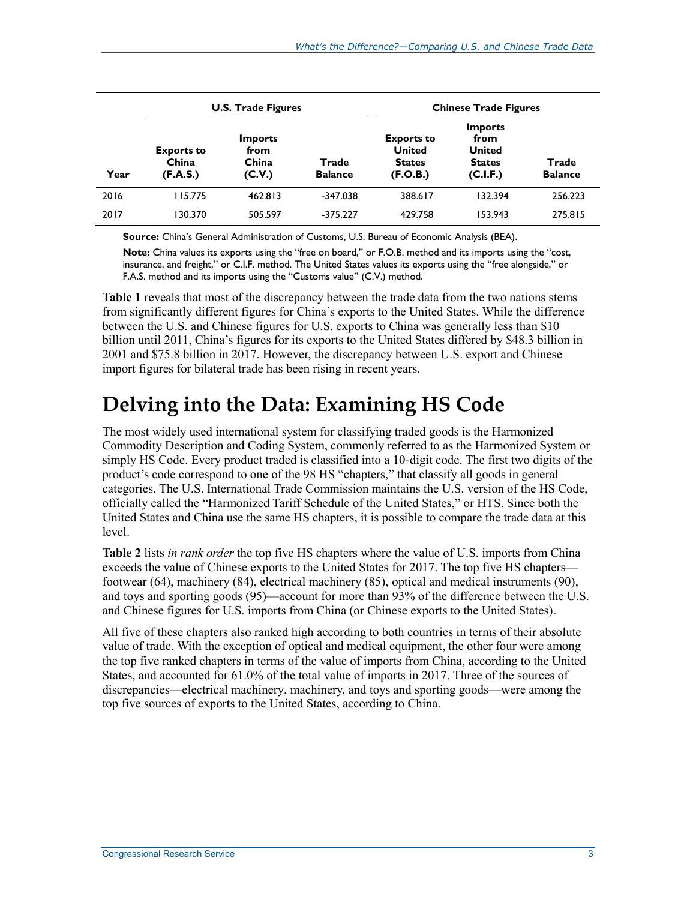| | U.S. Trade Figures | | | Chinese Trade Figures | | |
|---|---|---|---|---|---|---|
| Year | Exports to China (F.A.S.) | Imports from China (C.V.) | Trade Balance | Exports to United States (F.O.B.) | Imports from United States (C.I.F.) | Trade Balance |
| 2016 | 115.775 | 462.813 | -347.038 | 388.617 | 132.394 | 256.223 |
| 2017 | 130.370 | 505.597 | -375.227 | 429.758 | 153.943 | 275.815 |

**Source:** China's General Administration of Customs, U.S. Bureau of Economic Analysis (BEA).

**Note:** China values its exports using the "free on board," or F.O.B. method and its imports using the "cost, insurance, and freight," or C.I.F. method. The United States values its exports using the "free alongside," or F.A.S. method and its imports using the "Customs value" (C.V.) method.

**Table 1** reveals that most of the discrepancy between the trade data from the two nations stems from significantly different figures for China's exports to the United States. While the difference between the U.S. and Chinese figures for U.S. exports to China was generally less than $10 billion until 2011, China's figures for its exports to the United States differed by $48.3 billion in 2001 and $75.8 billion in 2017. However, the discrepancy between U.S. export and Chinese import figures for bilateral trade has been rising in recent years.

# Delving into the Data: Examining HS Code

The most widely used international system for classifying traded goods is the Harmonized Commodity Description and Coding System, commonly referred to as the Harmonized System or simply HS Code. Every product traded is classified into a 10-digit code. The first two digits of the product's code correspond to one of the 98 HS "chapters," that classify all goods in general categories. The U.S. International Trade Commission maintains the U.S. version of the HS Code, officially called the "Harmonized Tariff Schedule of the United States," or HTS. Since both the United States and China use the same HS chapters, it is possible to compare the trade data at this level.

**Table 2** lists *in rank order* the top five HS chapters where the value of U.S. imports from China exceeds the value of Chinese exports to the United States for 2017. The top five HS chapters—footwear (64), machinery (84), electrical machinery (85), optical and medical instruments (90), and toys and sporting goods (95)—account for more than 93% of the difference between the U.S. and Chinese figures for U.S. imports from China (or Chinese exports to the United States).

All five of these chapters also ranked high according to both countries in terms of their absolute value of trade. With the exception of optical and medical equipment, the other four were among the top five ranked chapters in terms of the value of imports from China, according to the United States, and accounted for 61.0% of the total value of imports in 2017. Three of the sources of discrepancies—electrical machinery, machinery, and toys and sporting goods—were among the top five sources of exports to the United States, according to China.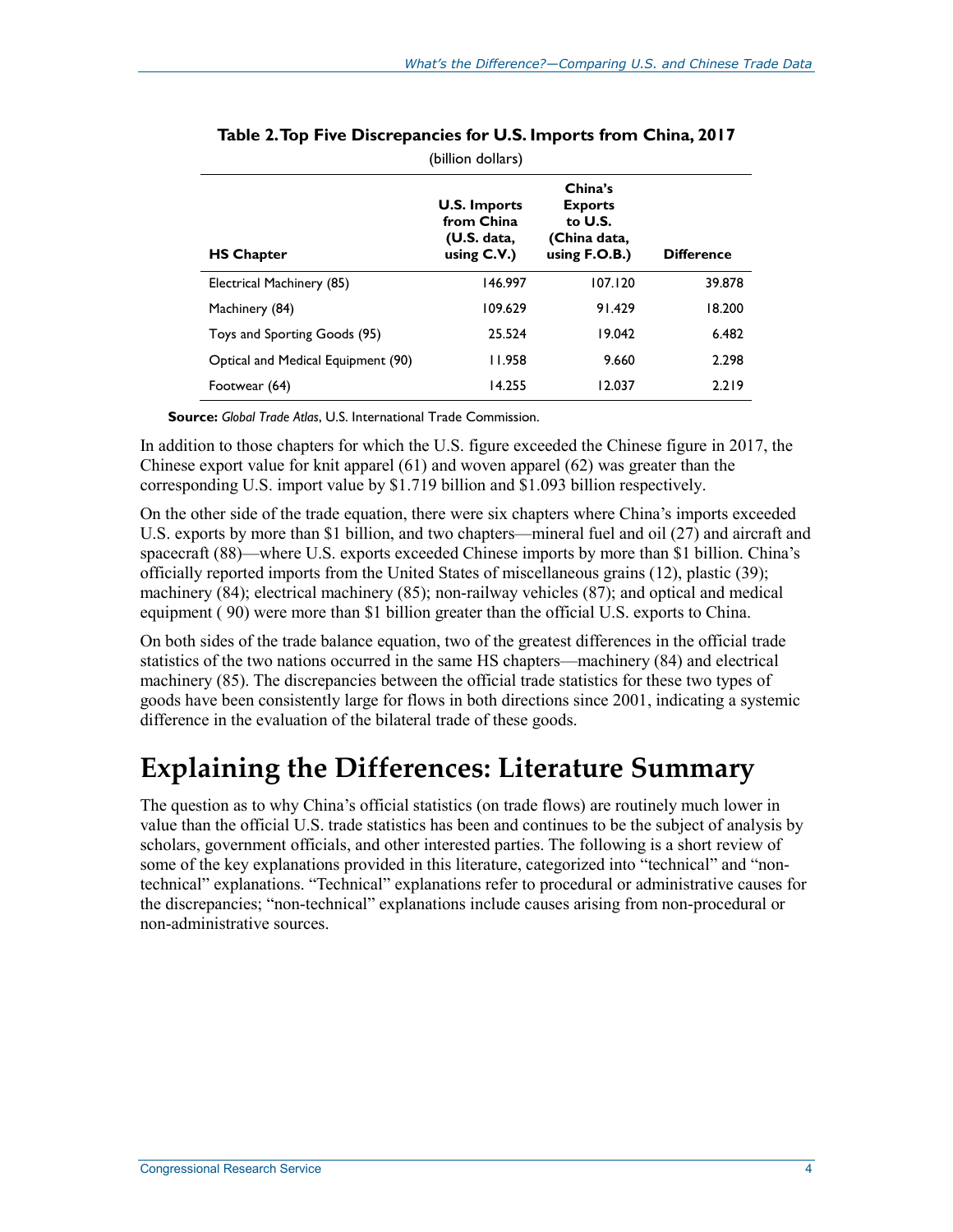**Table 2. Top Five Discrepancies for U.S. Imports from China, 2017**

(billion dollars)

| HS Chapter | U.S. Imports from China (U.S. data, using C.V.) | China's Exports to U.S. (China data, using F.O.B.) | Difference |
|---|---|---|---|
| Electrical Machinery (85) | 146.997 | 107.120 | 39.878 |
| Machinery (84) | 109.629 | 91.429 | 18.200 |
| Toys and Sporting Goods (95) | 25.524 | 19.042 | 6.482 |
| Optical and Medical Equipment (90) | 11.958 | 9.660 | 2.298 |
| Footwear (64) | 14.255 | 12.037 | 2.219 |

**Source:** *Global Trade Atlas*, U.S. International Trade Commission.

In addition to those chapters for which the U.S. figure exceeded the Chinese figure in 2017, the Chinese export value for knit apparel (61) and woven apparel (62) was greater than the corresponding U.S. import value by $1.719 billion and $1.093 billion respectively.

On the other side of the trade equation, there were six chapters where China's imports exceeded U.S. exports by more than $1 billion, and two chapters—mineral fuel and oil (27) and aircraft and spacecraft (88)—where U.S. exports exceeded Chinese imports by more than $1 billion. China's officially reported imports from the United States of miscellaneous grains (12), plastic (39); machinery (84); electrical machinery (85); non-railway vehicles (87); and optical and medical equipment ( 90) were more than $1 billion greater than the official U.S. exports to China.

On both sides of the trade balance equation, two of the greatest differences in the official trade statistics of the two nations occurred in the same HS chapters—machinery (84) and electrical machinery (85). The discrepancies between the official trade statistics for these two types of goods have been consistently large for flows in both directions since 2001, indicating a systemic difference in the evaluation of the bilateral trade of these goods.

# Explaining the Differences: Literature Summary

The question as to why China's official statistics (on trade flows) are routinely much lower in value than the official U.S. trade statistics has been and continues to be the subject of analysis by scholars, government officials, and other interested parties. The following is a short review of some of the key explanations provided in this literature, categorized into "technical" and "non-technical" explanations. "Technical" explanations refer to procedural or administrative causes for the discrepancies; "non-technical" explanations include causes arising from non-procedural or non-administrative sources.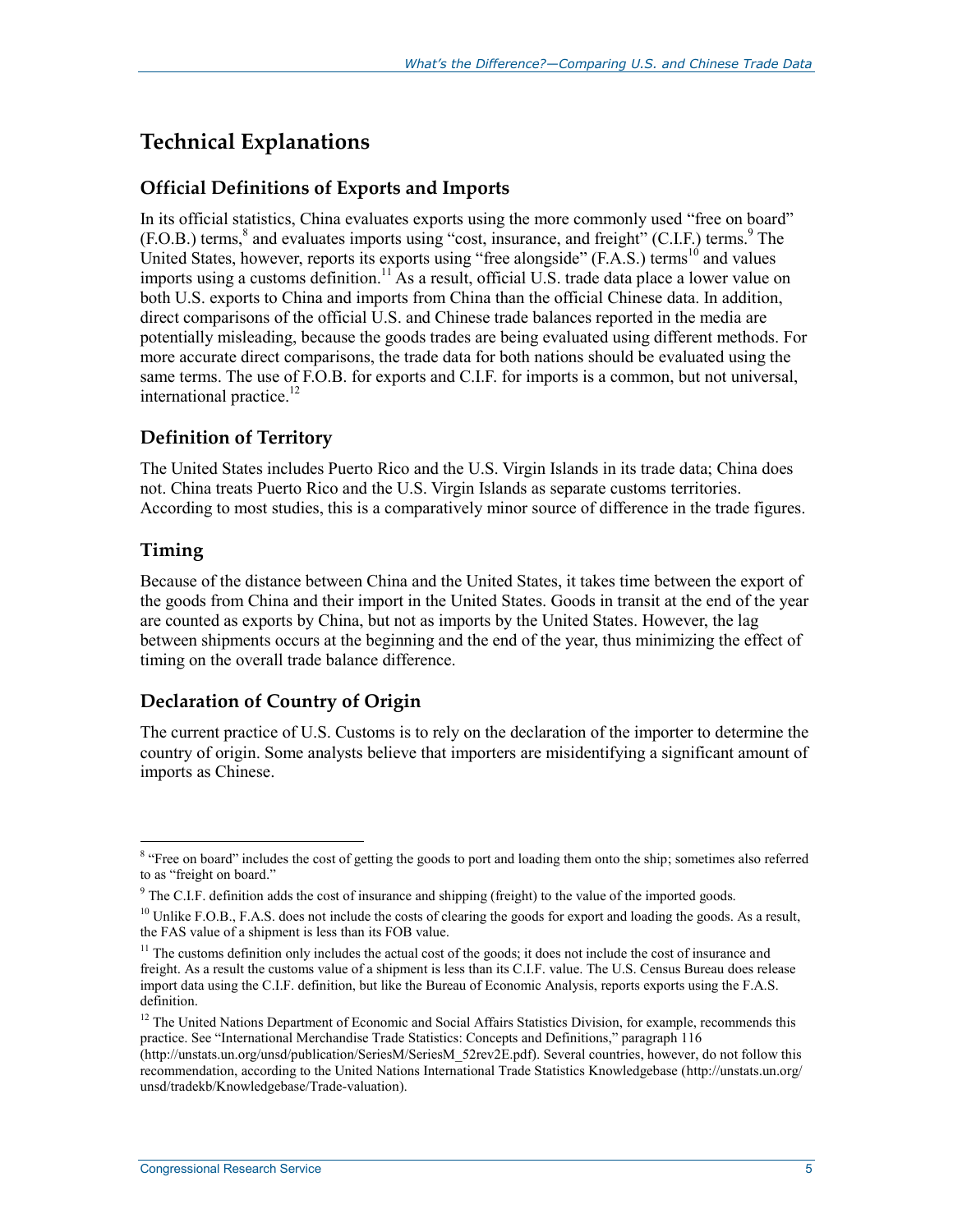## Technical Explanations

### Official Definitions of Exports and Imports

In its official statistics, China evaluates exports using the more commonly used "free on board" (F.O.B.) terms,[8] and evaluates imports using "cost, insurance, and freight" (C.I.F.) terms.[9] The United States, however, reports its exports using "free alongside" (F.A.S.) terms[10] and values imports using a customs definition.[11] As a result, official U.S. trade data place a lower value on both U.S. exports to China and imports from China than the official Chinese data. In addition, direct comparisons of the official U.S. and Chinese trade balances reported in the media are potentially misleading, because the goods trades are being evaluated using different methods. For more accurate direct comparisons, the trade data for both nations should be evaluated using the same terms. The use of F.O.B. for exports and C.I.F. for imports is a common, but not universal, international practice.[12]

### Definition of Territory

The United States includes Puerto Rico and the U.S. Virgin Islands in its trade data; China does not. China treats Puerto Rico and the U.S. Virgin Islands as separate customs territories. According to most studies, this is a comparatively minor source of difference in the trade figures.

### Timing

Because of the distance between China and the United States, it takes time between the export of the goods from China and their import in the United States. Goods in transit at the end of the year are counted as exports by China, but not as imports by the United States. However, the lag between shipments occurs at the beginning and the end of the year, thus minimizing the effect of timing on the overall trade balance difference.

### Declaration of Country of Origin

The current practice of U.S. Customs is to rely on the declaration of the importer to determine the country of origin. Some analysts believe that importers are misidentifying a significant amount of imports as Chinese.

---

[8] "Free on board" includes the cost of getting the goods to port and loading them onto the ship; sometimes also referred to as "freight on board."

[9] The C.I.F. definition adds the cost of insurance and shipping (freight) to the value of the imported goods.

[10] Unlike F.O.B., F.A.S. does not include the costs of clearing the goods for export and loading the goods. As a result, the FAS value of a shipment is less than its FOB value.

[11] The customs definition only includes the actual cost of the goods; it does not include the cost of insurance and freight. As a result the customs value of a shipment is less than its C.I.F. value. The U.S. Census Bureau does release import data using the C.I.F. definition, but like the Bureau of Economic Analysis, reports exports using the F.A.S. definition.

[12] The United Nations Department of Economic and Social Affairs Statistics Division, for example, recommends this practice. See "International Merchandise Trade Statistics: Concepts and Definitions," paragraph 116 (http://unstats.un.org/unsd/publication/SeriesM/SeriesM_52rev2E.pdf). Several countries, however, do not follow this recommendation, according to the United Nations International Trade Statistics Knowledgebase (http://unstats.un.org/unsd/tradekb/Knowledgebase/Trade-valuation).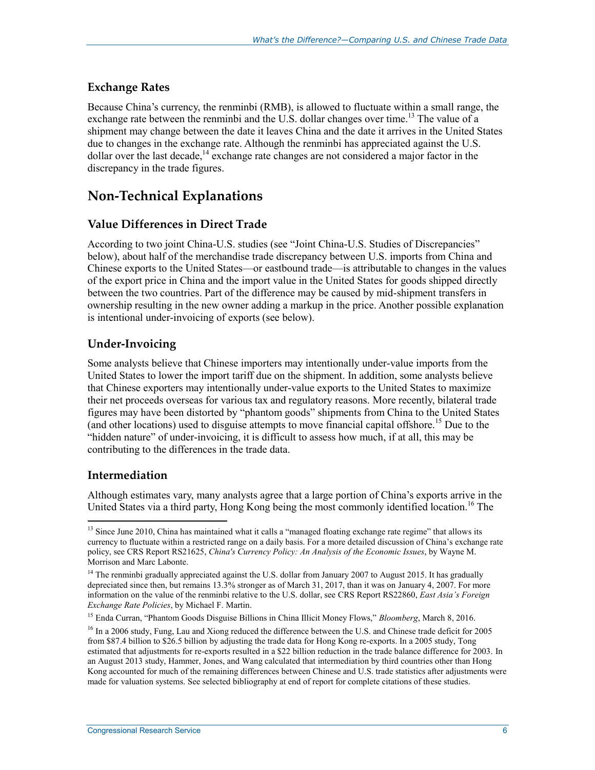### Exchange Rates

Because China's currency, the renminbi (RMB), is allowed to fluctuate within a small range, the exchange rate between the renminbi and the U.S. dollar changes over time.[13] The value of a shipment may change between the date it leaves China and the date it arrives in the United States due to changes in the exchange rate. Although the renminbi has appreciated against the U.S. dollar over the last decade,[14] exchange rate changes are not considered a major factor in the discrepancy in the trade figures.

## Non-Technical Explanations

### Value Differences in Direct Trade

According to two joint China-U.S. studies (see "Joint China-U.S. Studies of Discrepancies" below), about half of the merchandise trade discrepancy between U.S. imports from China and Chinese exports to the United States—or eastbound trade—is attributable to changes in the values of the export price in China and the import value in the United States for goods shipped directly between the two countries. Part of the difference may be caused by mid-shipment transfers in ownership resulting in the new owner adding a markup in the price. Another possible explanation is intentional under-invoicing of exports (see below).

### Under-Invoicing

Some analysts believe that Chinese importers may intentionally under-value imports from the United States to lower the import tariff due on the shipment. In addition, some analysts believe that Chinese exporters may intentionally under-value exports to the United States to maximize their net proceeds overseas for various tax and regulatory reasons. More recently, bilateral trade figures may have been distorted by "phantom goods" shipments from China to the United States (and other locations) used to disguise attempts to move financial capital offshore.[15] Due to the "hidden nature" of under-invoicing, it is difficult to assess how much, if at all, this may be contributing to the differences in the trade data.

### Intermediation

Although estimates vary, many analysts agree that a large portion of China's exports arrive in the United States via a third party, Hong Kong being the most commonly identified location.[16] The

---

[13] Since June 2010, China has maintained what it calls a "managed floating exchange rate regime" that allows its currency to fluctuate within a restricted range on a daily basis. For a more detailed discussion of China's exchange rate policy, see CRS Report RS21625, *China's Currency Policy: An Analysis of the Economic Issues*, by Wayne M. Morrison and Marc Labonte.

[14] The renminbi gradually appreciated against the U.S. dollar from January 2007 to August 2015. It has gradually depreciated since then, but remains 13.3% stronger as of March 31, 2017, than it was on January 4, 2007. For more information on the value of the renminbi relative to the U.S. dollar, see CRS Report RS22860, *East Asia's Foreign Exchange Rate Policies*, by Michael F. Martin.

[15] Enda Curran, "Phantom Goods Disguise Billions in China Illicit Money Flows," *Bloomberg*, March 8, 2016.

[16] In a 2006 study, Fung, Lau and Xiong reduced the difference between the U.S. and Chinese trade deficit for 2005 from $87.4 billion to $26.5 billion by adjusting the trade data for Hong Kong re-exports. In a 2005 study, Tong estimated that adjustments for re-exports resulted in a $22 billion reduction in the trade balance difference for 2003. In an August 2013 study, Hammer, Jones, and Wang calculated that intermediation by third countries other than Hong Kong accounted for much of the remaining differences between Chinese and U.S. trade statistics after adjustments were made for valuation systems. See selected bibliography at end of report for complete citations of these studies.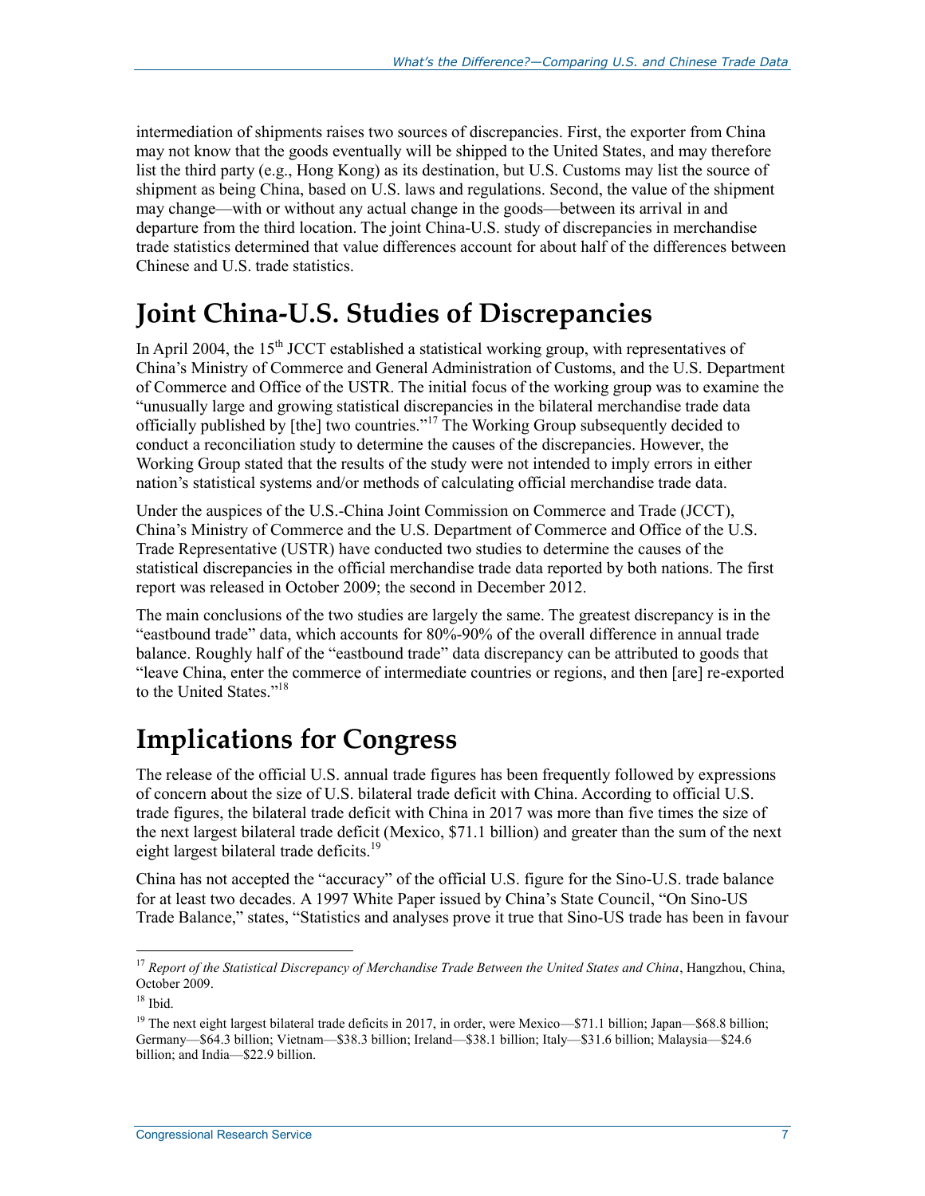intermediation of shipments raises two sources of discrepancies. First, the exporter from China may not know that the goods eventually will be shipped to the United States, and may therefore list the third party (e.g., Hong Kong) as its destination, but U.S. Customs may list the source of shipment as being China, based on U.S. laws and regulations. Second, the value of the shipment may change—with or without any actual change in the goods—between its arrival in and departure from the third location. The joint China-U.S. study of discrepancies in merchandise trade statistics determined that value differences account for about half of the differences between Chinese and U.S. trade statistics.

## Joint China-U.S. Studies of Discrepancies

In April 2004, the 15th JCCT established a statistical working group, with representatives of China's Ministry of Commerce and General Administration of Customs, and the U.S. Department of Commerce and Office of the USTR. The initial focus of the working group was to examine the "unusually large and growing statistical discrepancies in the bilateral merchandise trade data officially published by [the] two countries."[17] The Working Group subsequently decided to conduct a reconciliation study to determine the causes of the discrepancies. However, the Working Group stated that the results of the study were not intended to imply errors in either nation's statistical systems and/or methods of calculating official merchandise trade data.

Under the auspices of the U.S.-China Joint Commission on Commerce and Trade (JCCT), China's Ministry of Commerce and the U.S. Department of Commerce and Office of the U.S. Trade Representative (USTR) have conducted two studies to determine the causes of the statistical discrepancies in the official merchandise trade data reported by both nations. The first report was released in October 2009; the second in December 2012.

The main conclusions of the two studies are largely the same. The greatest discrepancy is in the "eastbound trade" data, which accounts for 80%-90% of the overall difference in annual trade balance. Roughly half of the "eastbound trade" data discrepancy can be attributed to goods that "leave China, enter the commerce of intermediate countries or regions, and then [are] re-exported to the United States."[18]

## Implications for Congress

The release of the official U.S. annual trade figures has been frequently followed by expressions of concern about the size of U.S. bilateral trade deficit with China. According to official U.S. trade figures, the bilateral trade deficit with China in 2017 was more than five times the size of the next largest bilateral trade deficit (Mexico, $71.1 billion) and greater than the sum of the next eight largest bilateral trade deficits.[19]

China has not accepted the "accuracy" of the official U.S. figure for the Sino-U.S. trade balance for at least two decades. A 1997 White Paper issued by China's State Council, "On Sino-US Trade Balance," states, "Statistics and analyses prove it true that Sino-US trade has been in favour

---

[17] *Report of the Statistical Discrepancy of Merchandise Trade Between the United States and China*, Hangzhou, China, October 2009.

[18] Ibid.

[19] The next eight largest bilateral trade deficits in 2017, in order, were Mexico—$71.1 billion; Japan—$68.8 billion; Germany—$64.3 billion; Vietnam—$38.3 billion; Ireland—$38.1 billion; Italy—$31.6 billion; Malaysia—$24.6 billion; and India—$22.9 billion.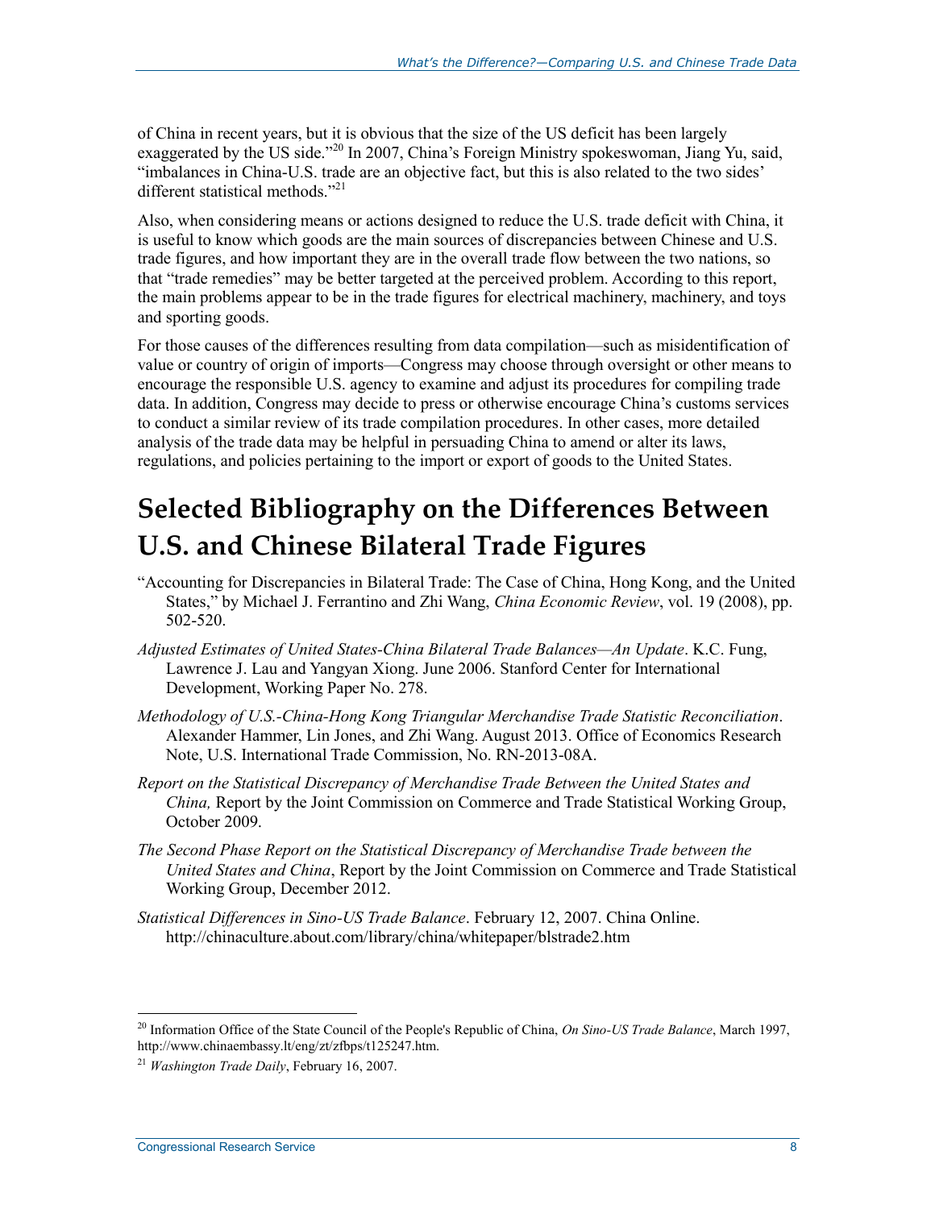of China in recent years, but it is obvious that the size of the US deficit has been largely exaggerated by the US side."[20] In 2007, China's Foreign Ministry spokeswoman, Jiang Yu, said, "imbalances in China-U.S. trade are an objective fact, but this is also related to the two sides' different statistical methods."[21]

Also, when considering means or actions designed to reduce the U.S. trade deficit with China, it is useful to know which goods are the main sources of discrepancies between Chinese and U.S. trade figures, and how important they are in the overall trade flow between the two nations, so that "trade remedies" may be better targeted at the perceived problem. According to this report, the main problems appear to be in the trade figures for electrical machinery, machinery, and toys and sporting goods.

For those causes of the differences resulting from data compilation—such as misidentification of value or country of origin of imports—Congress may choose through oversight or other means to encourage the responsible U.S. agency to examine and adjust its procedures for compiling trade data. In addition, Congress may decide to press or otherwise encourage China's customs services to conduct a similar review of its trade compilation procedures. In other cases, more detailed analysis of the trade data may be helpful in persuading China to amend or alter its laws, regulations, and policies pertaining to the import or export of goods to the United States.

# Selected Bibliography on the Differences Between U.S. and Chinese Bilateral Trade Figures

"Accounting for Discrepancies in Bilateral Trade: The Case of China, Hong Kong, and the United States," by Michael J. Ferrantino and Zhi Wang, *China Economic Review*, vol. 19 (2008), pp. 502-520.

*Adjusted Estimates of United States-China Bilateral Trade Balances—An Update*. K.C. Fung, Lawrence J. Lau and Yangyan Xiong. June 2006. Stanford Center for International Development, Working Paper No. 278.

*Methodology of U.S.-China-Hong Kong Triangular Merchandise Trade Statistic Reconciliation*. Alexander Hammer, Lin Jones, and Zhi Wang. August 2013. Office of Economics Research Note, U.S. International Trade Commission, No. RN-2013-08A.

*Report on the Statistical Discrepancy of Merchandise Trade Between the United States and China,* Report by the Joint Commission on Commerce and Trade Statistical Working Group, October 2009.

*The Second Phase Report on the Statistical Discrepancy of Merchandise Trade between the United States and China*, Report by the Joint Commission on Commerce and Trade Statistical Working Group, December 2012.

*Statistical Differences in Sino-US Trade Balance*. February 12, 2007. China Online. http://chinaculture.about.com/library/china/whitepaper/blstrade2.htm

[20] Information Office of the State Council of the People's Republic of China, *On Sino-US Trade Balance*, March 1997, http://www.chinaembassy.lt/eng/zt/zfbps/t125247.htm.

[21] *Washington Trade Daily*, February 16, 2007.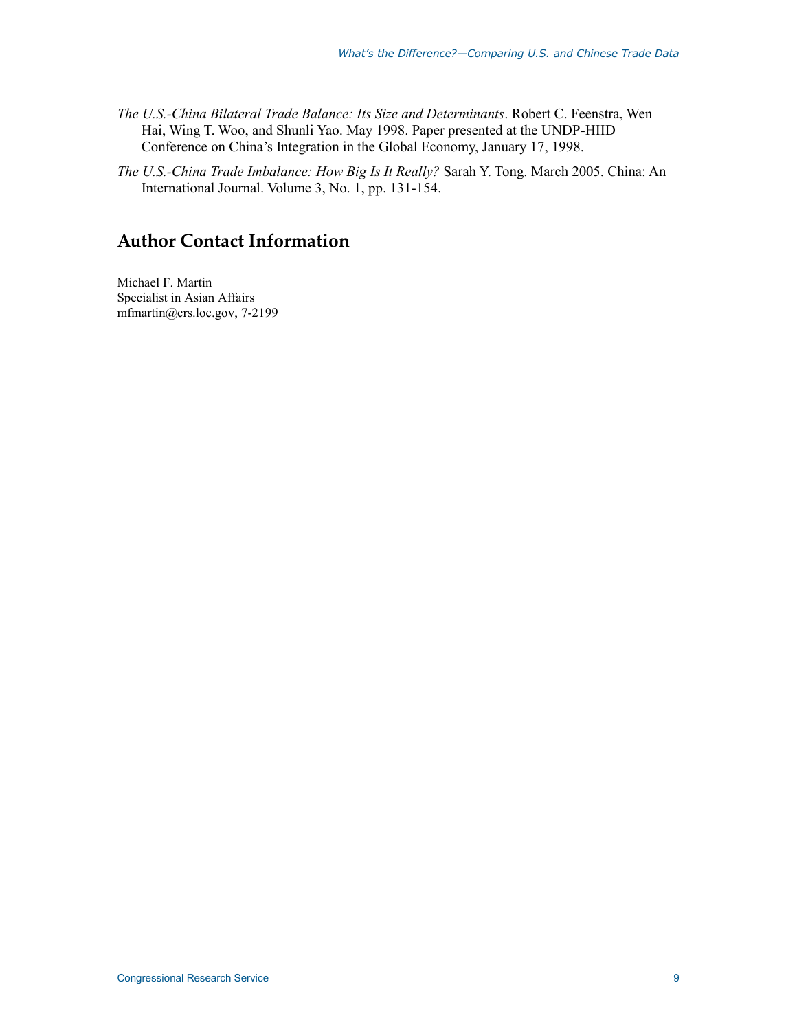*The U.S.-China Bilateral Trade Balance: Its Size and Determinants*. Robert C. Feenstra, Wen Hai, Wing T. Woo, and Shunli Yao. May 1998. Paper presented at the UNDP-HIID Conference on China's Integration in the Global Economy, January 17, 1998.

*The U.S.-China Trade Imbalance: How Big Is It Really?* Sarah Y. Tong. March 2005. China: An International Journal. Volume 3, No. 1, pp. 131-154.

## Author Contact Information

Michael F. Martin
Specialist in Asian Affairs
mfmartin@crs.loc.gov, 7-2199